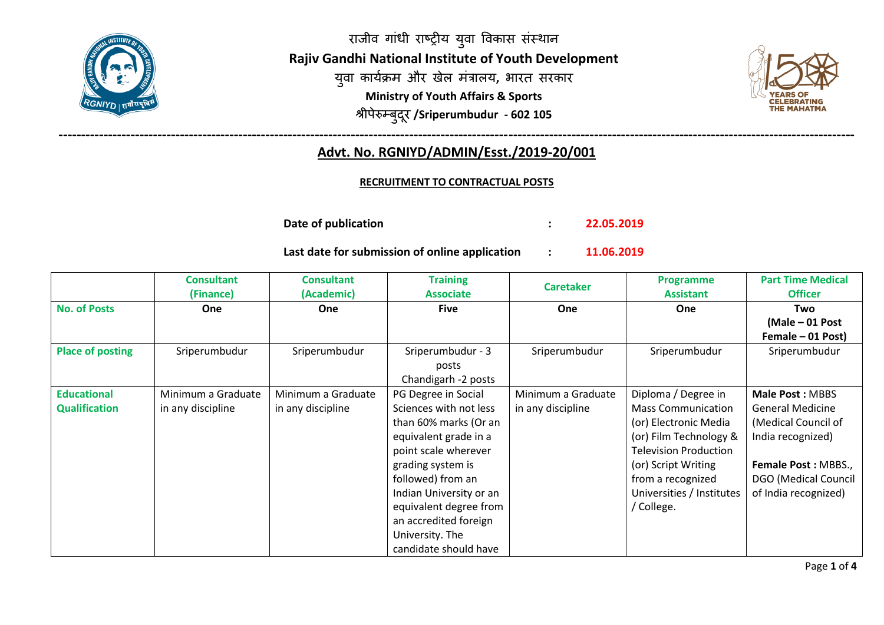राजीव गांधी राष्ट्रीय युवा विकास संस्थान

**Rajiv Gandhi National Institute of Youth Development**

युवा कार्यक्रम और खेल मंत्रालय, भारत सरकार

**Ministry of Youth Affairs & Sports**

श्रीपेरुम्बुदूर **/Sriperumbudur - 602 105**

---

## Advt. No. RGNIYD/ADMIN/Esst./2019-20/001

### RECRUITMENT TO CONTRACTUAL POSTS

**Date of publication** : **22.05.2019**

**Last date for submission of online application** : **11.06.2019**

| | Consultant (Finance) | Consultant (Academic) | Training Associate | Caretaker | Programme Assistant | Part Time Medical Officer |
|---|---|---|---|---|---|---|
| **No. of Posts** | **One** | **One** | **Five** | **One** | **One** | **Two (Male – 01 Post Female – 01 Post)** |
| **Place of posting** | Sriperumbudur | Sriperumbudur | Sriperumbudur - 3 posts Chandigarh -2 posts | Sriperumbudur | Sriperumbudur | Sriperumbudur |
| **Educational Qualification** | Minimum a Graduate in any discipline | Minimum a Graduate in any discipline | PG Degree in Social Sciences with not less than 60% marks (Or an equivalent grade in a point scale wherever grading system is followed) from an Indian University or an equivalent degree from an accredited foreign University. The candidate should have | Minimum a Graduate in any discipline | Diploma / Degree in Mass Communication (or) Electronic Media (or) Film Technology & Television Production (or) Script Writing from a recognized Universities / Institutes / College. | **Male Post :** MBBS General Medicine (Medical Council of India recognized)<br><br>**Female Post :** MBBS., DGO (Medical Council of India recognized) |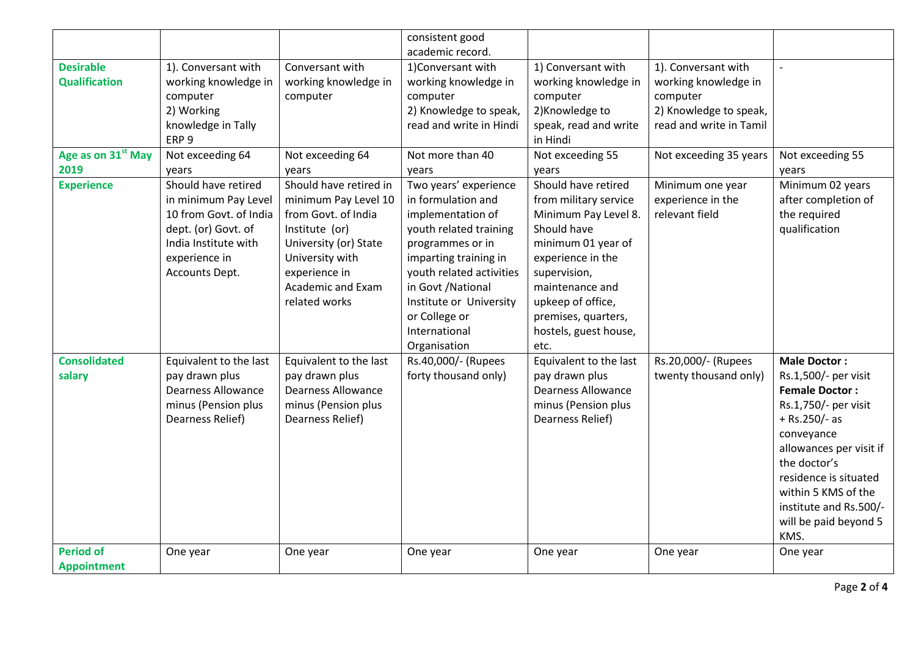| | | | | | | |
|---|---|---|---|---|---|---|
| | | | consistent good academic record. | | | |
| **Desirable Qualification** | 1). Conversant with working knowledge in computer 2) Working knowledge in Tally ERP 9 | Conversant with working knowledge in computer | 1)Conversant with working knowledge in computer 2) Knowledge to speak, read and write in Hindi | 1) Conversant with working knowledge in computer 2)Knowledge to speak, read and write in Hindi | 1). Conversant with working knowledge in computer 2) Knowledge to speak, read and write in Tamil | - |
| **Age as on 31st May 2019** | Not exceeding 64 years | Not exceeding 64 years | Not more than 40 years | Not exceeding 55 years | Not exceeding 35 years | Not exceeding 55 years |
| **Experience** | Should have retired in minimum Pay Level 10 from Govt. of India dept. (or) Govt. of India Institute with experience in Accounts Dept. | Should have retired in minimum Pay Level 10 from Govt. of India Institute (or) University (or) State University with experience in Academic and Exam related works | Two years' experience in formulation and implementation of youth related training programmes or in imparting training in youth related activities in Govt /National Institute or University or College or International Organisation | Should have retired from military service Minimum Pay Level 8. Should have minimum 01 year of experience in the supervision, maintenance and upkeep of office, premises, quarters, hostels, guest house, etc. | Minimum one year experience in the relevant field | Minimum 02 years after completion of the required qualification |
| **Consolidated salary** | Equivalent to the last pay drawn plus Dearness Allowance minus (Pension plus Dearness Relief) | Equivalent to the last pay drawn plus Dearness Allowance minus (Pension plus Dearness Relief) | Rs.40,000/- (Rupees forty thousand only) | Equivalent to the last pay drawn plus Dearness Allowance minus (Pension plus Dearness Relief) | Rs.20,000/- (Rupees twenty thousand only) | **Male Doctor :** Rs.1,500/- per visit **Female Doctor :** Rs.1,750/- per visit + Rs.250/- as conveyance allowances per visit if the doctor's residence is situated within 5 KMS of the institute and Rs.500/- will be paid beyond 5 KMS. |
| **Period of Appointment** | One year | One year | One year | One year | One year | One year |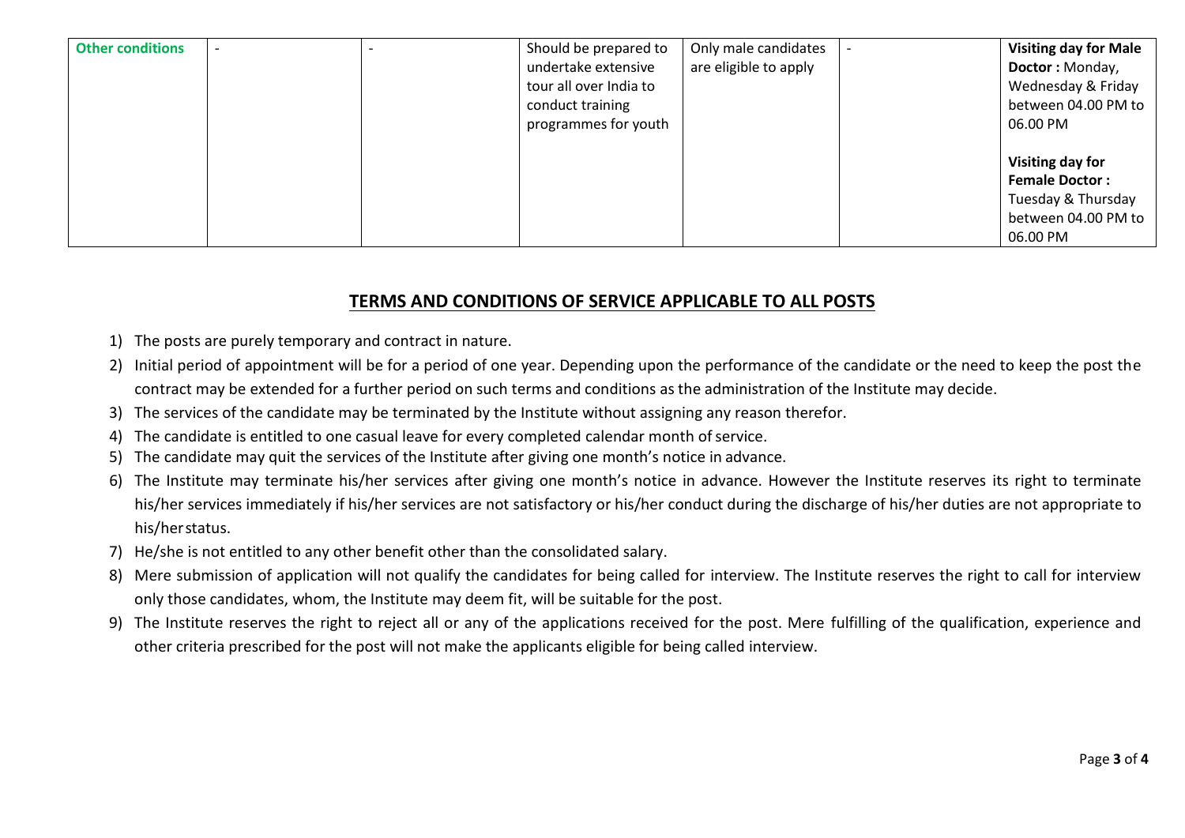| Other conditions | - | - | Should be prepared to undertake extensive tour all over India to conduct training programmes for youth | Only male candidates are eligible to apply | - | **Visiting day for Male Doctor :** Monday, Wednesday & Friday between 04.00 PM to 06.00 PM<br><br>**Visiting day for Female Doctor :** Tuesday & Thursday between 04.00 PM to 06.00 PM |
|---|---|---|---|---|---|---|

## TERMS AND CONDITIONS OF SERVICE APPLICABLE TO ALL POSTS

1) The posts are purely temporary and contract in nature.
2) Initial period of appointment will be for a period of one year. Depending upon the performance of the candidate or the need to keep the post the contract may be extended for a further period on such terms and conditions as the administration of the Institute may decide.
3) The services of the candidate may be terminated by the Institute without assigning any reason therefor.
4) The candidate is entitled to one casual leave for every completed calendar month of service.
5) The candidate may quit the services of the Institute after giving one month's notice in advance.
6) The Institute may terminate his/her services after giving one month's notice in advance. However the Institute reserves its right to terminate his/her services immediately if his/her services are not satisfactory or his/her conduct during the discharge of his/her duties are not appropriate to his/her status.
7) He/she is not entitled to any other benefit other than the consolidated salary.
8) Mere submission of application will not qualify the candidates for being called for interview. The Institute reserves the right to call for interview only those candidates, whom, the Institute may deem fit, will be suitable for the post.
9) The Institute reserves the right to reject all or any of the applications received for the post. Mere fulfilling of the qualification, experience and other criteria prescribed for the post will not make the applicants eligible for being called interview.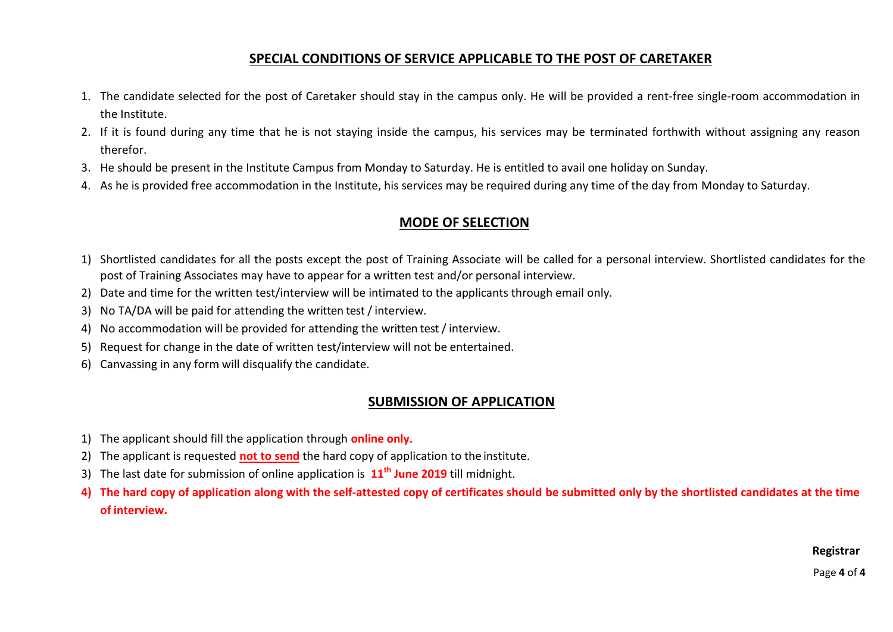## SPECIAL CONDITIONS OF SERVICE APPLICABLE TO THE POST OF CARETAKER

1. The candidate selected for the post of Caretaker should stay in the campus only. He will be provided a rent-free single-room accommodation in the Institute.
2. If it is found during any time that he is not staying inside the campus, his services may be terminated forthwith without assigning any reason therefor.
3. He should be present in the Institute Campus from Monday to Saturday. He is entitled to avail one holiday on Sunday.
4. As he is provided free accommodation in the Institute, his services may be required during any time of the day from Monday to Saturday.

## MODE OF SELECTION

1) Shortlisted candidates for all the posts except the post of Training Associate will be called for a personal interview. Shortlisted candidates for the post of Training Associates may have to appear for a written test and/or personal interview.
2) Date and time for the written test/interview will be intimated to the applicants through email only.
3) No TA/DA will be paid for attending the written test / interview.
4) No accommodation will be provided for attending the written test / interview.
5) Request for change in the date of written test/interview will not be entertained.
6) Canvassing in any form will disqualify the candidate.

## SUBMISSION OF APPLICATION

1) The applicant should fill the application through **online only.**
2) The applicant is requested **not to send** the hard copy of application to the institute.
3) The last date for submission of online application is **11th June 2019** till midnight.
4) **The hard copy of application along with the self-attested copy of certificates should be submitted only by the shortlisted candidates at the time of interview.**

**Registrar**